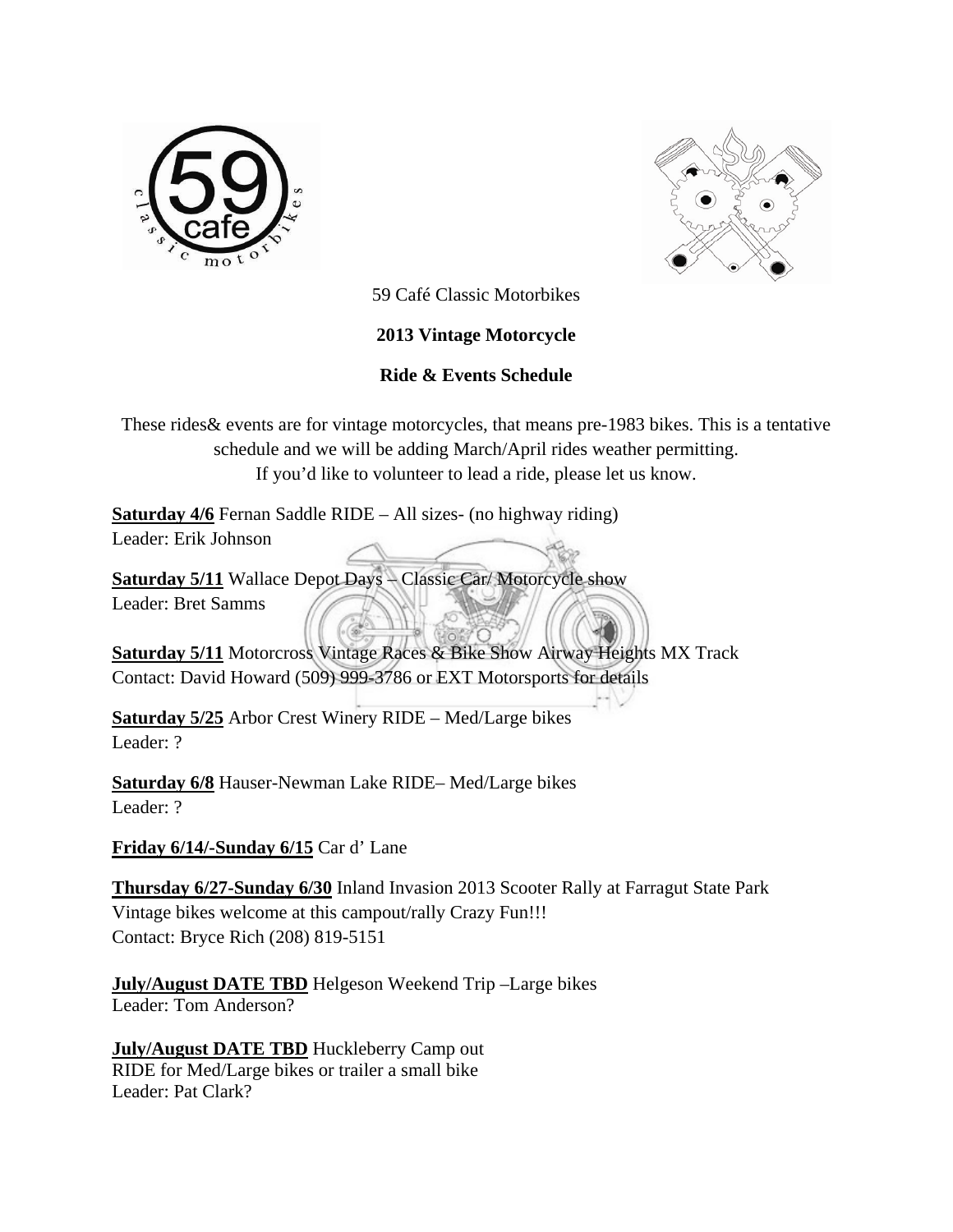59 Café Classic Motorbikes

**2013 Vintage Motorcycle**

**Ride & Events Schedule**

These rides& events are for vintage motorcycles, that means pre-1983 bikes. This is a tentative schedule and we will be adding March/April rides weather permitting.
If you'd like to volunteer to lead a ride, please let us know.

**Saturday 4/6** Fernan Saddle RIDE – All sizes- (no highway riding)
Leader: Erik Johnson

**Saturday 5/11** Wallace Depot Days – Classic Car/ Motorcycle show
Leader: Bret Samms

**Saturday 5/11** Motorcross Vintage Races & Bike Show Airway Heights MX Track
Contact: David Howard (509) 999-3786 or EXT Motorsports for details

**Saturday 5/25** Arbor Crest Winery RIDE – Med/Large bikes
Leader: ?

**Saturday 6/8** Hauser-Newman Lake RIDE– Med/Large bikes
Leader: ?

**Friday 6/14/-Sunday 6/15** Car d' Lane

**Thursday 6/27-Sunday 6/30** Inland Invasion 2013 Scooter Rally at Farragut State Park
Vintage bikes welcome at this campout/rally Crazy Fun!!!
Contact: Bryce Rich (208) 819-5151

**July/August DATE TBD** Helgeson Weekend Trip –Large bikes
Leader: Tom Anderson?

**July/August DATE TBD** Huckleberry Camp out
RIDE for Med/Large bikes or trailer a small bike
Leader: Pat Clark?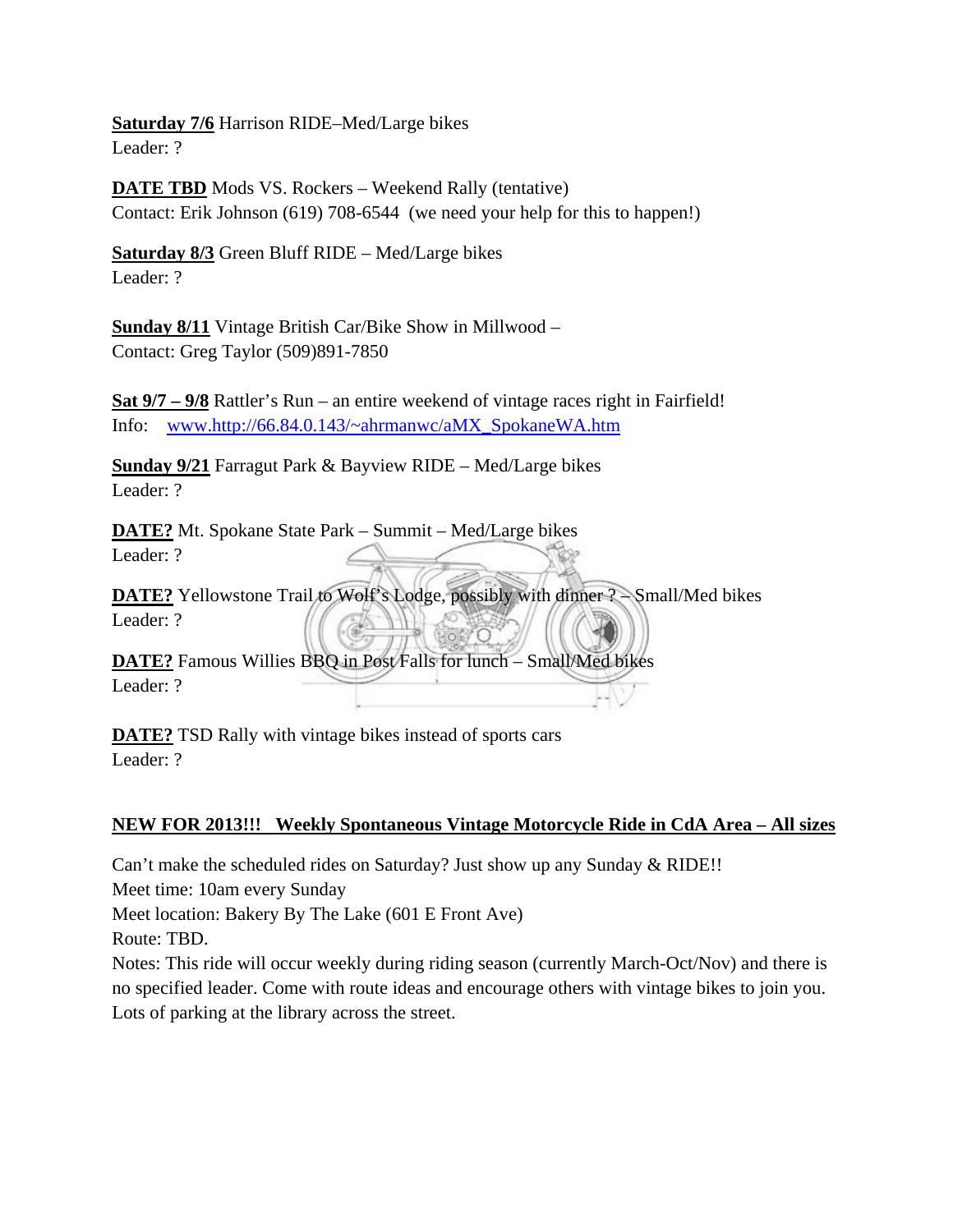**Saturday 7/6** Harrison RIDE–Med/Large bikes
Leader: ?

**DATE TBD** Mods VS. Rockers – Weekend Rally (tentative)
Contact: Erik Johnson (619) 708-6544 (we need your help for this to happen!)

**Saturday 8/3** Green Bluff RIDE – Med/Large bikes
Leader: ?

**Sunday 8/11** Vintage British Car/Bike Show in Millwood –
Contact: Greg Taylor (509)891-7850

**Sat 9/7 – 9/8** Rattler's Run – an entire weekend of vintage races right in Fairfield!
Info: [www.http://66.84.0.143/~ahrmanwc/aMX_SpokaneWA.htm](www.http://66.84.0.143/~ahrmanwc/aMX_SpokaneWA.htm)

**Sunday 9/21** Farragut Park & Bayview RIDE – Med/Large bikes
Leader: ?

**DATE?** Mt. Spokane State Park – Summit – Med/Large bikes
Leader: ?

**DATE?** Yellowstone Trail to Wolf's Lodge, possibly with dinner ? – Small/Med bikes
Leader: ?

**DATE?** Famous Willies BBQ in Post Falls for lunch – Small/Med bikes
Leader: ?

**DATE?** TSD Rally with vintage bikes instead of sports cars
Leader: ?

**NEW FOR 2013!!! Weekly Spontaneous Vintage Motorcycle Ride in CdA Area – All sizes**

Can't make the scheduled rides on Saturday? Just show up any Sunday & RIDE!!
Meet time: 10am every Sunday
Meet location: Bakery By The Lake (601 E Front Ave)
Route: TBD.
Notes: This ride will occur weekly during riding season (currently March-Oct/Nov) and there is no specified leader. Come with route ideas and encourage others with vintage bikes to join you. Lots of parking at the library across the street.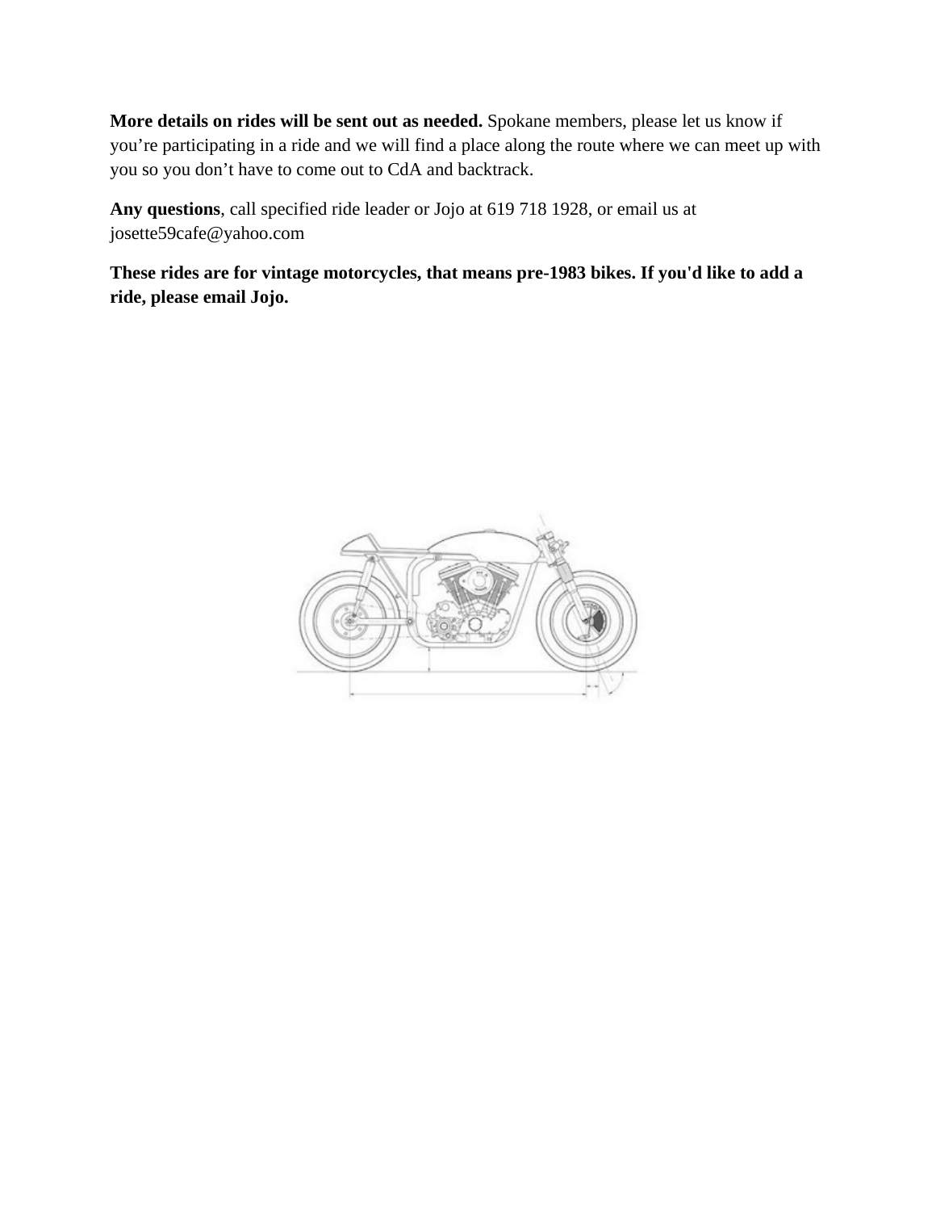**More details on rides will be sent out as needed.** Spokane members, please let us know if you're participating in a ride and we will find a place along the route where we can meet up with you so you don't have to come out to CdA and backtrack.

**Any questions**, call specified ride leader or Jojo at 619 718 1928, or email us at josette59cafe@yahoo.com

**These rides are for vintage motorcycles, that means pre-1983 bikes. If you'd like to add a ride, please email Jojo.**